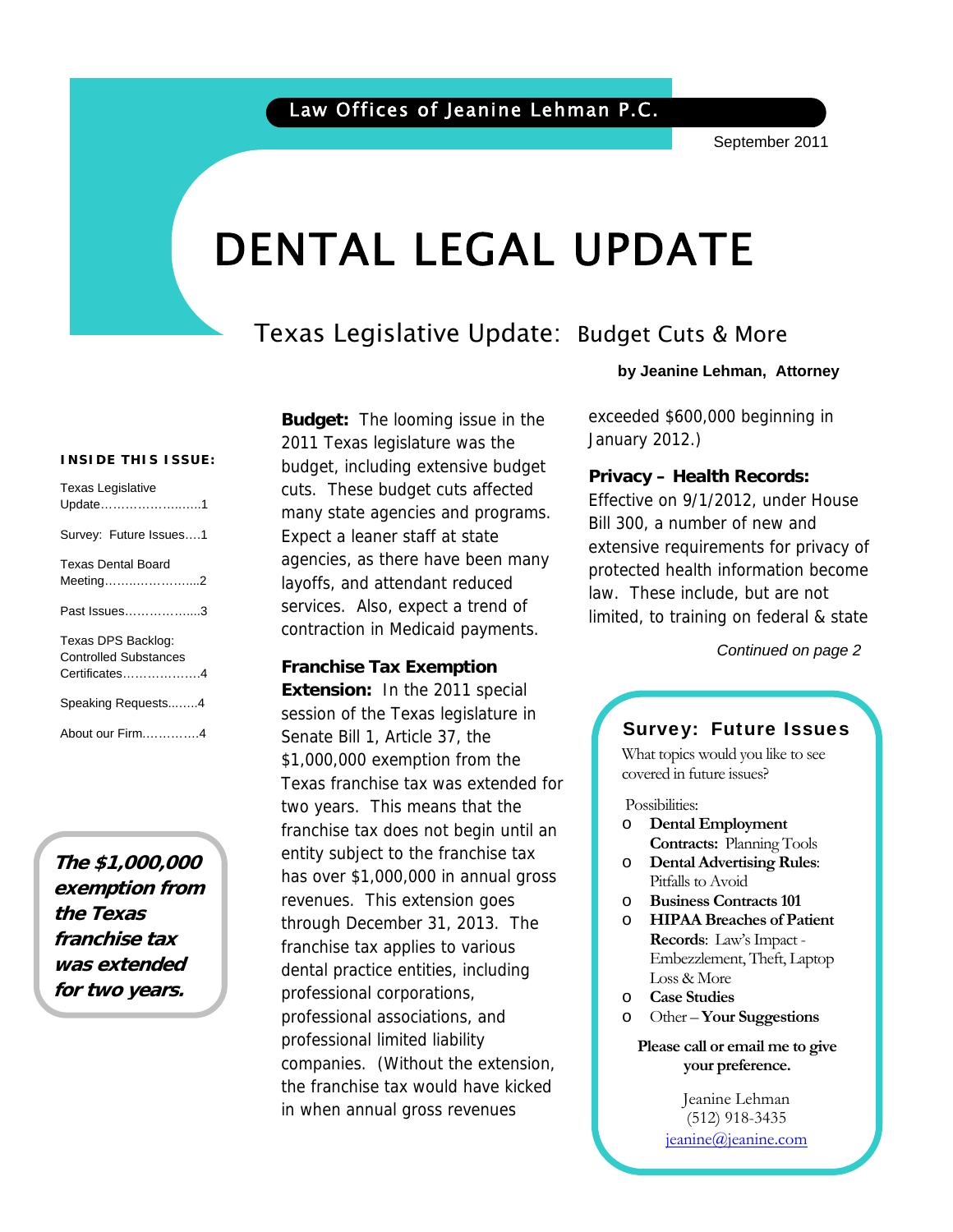Law Offices of Jeanine Lehman P.C.

September 2011

# DENTAL LEGAL UPDATE

## Texas Legislative Update: Budget Cuts & More

**by Jeanine Lehman, Attorney**

**INSIDE THIS ISSUE:**

- Texas Legislative Update……………………1
- Survey: Future Issues….1
- Texas Dental Board Meeting……………………2
- Past Issues………………3
- Texas DPS Backlog: Controlled Substances Certificates………………4
- Speaking Requests……..4
- About our Firm…………..4

***The $1,000,000 exemption from the Texas franchise tax was extended for two years.***

**Budget:** The looming issue in the 2011 Texas legislature was the budget, including extensive budget cuts. These budget cuts affected many state agencies and programs. Expect a leaner staff at state agencies, as there have been many layoffs, and attendant reduced services. Also, expect a trend of contraction in Medicaid payments.

**Franchise Tax Exemption Extension:** In the 2011 special session of the Texas legislature in Senate Bill 1, Article 37, the $1,000,000 exemption from the Texas franchise tax was extended for two years. This means that the franchise tax does not begin until an entity subject to the franchise tax has over $1,000,000 in annual gross revenues. This extension goes through December 31, 2013. The franchise tax applies to various dental practice entities, including professional corporations, professional associations, and professional limited liability companies. (Without the extension, the franchise tax would have kicked in when annual gross revenues exceeded $600,000 beginning in January 2012.)

**Privacy – Health Records:** Effective on 9/1/2012, under House Bill 300, a number of new and extensive requirements for privacy of protected health information become law. These include, but are not limited to, training on federal & state

*Continued on page 2*

### Survey: Future Issues

What topics would you like to see covered in future issues?

Possibilities:

- **Dental Employment Contracts:** Planning Tools
- **Dental Advertising Rules**: Pitfalls to Avoid
- **Business Contracts 101**
- **HIPAA Breaches of Patient Records**: Law's Impact - Embezzlement, Theft, Laptop Loss & More
- **Case Studies**
- Other – **Your Suggestions**

**Please call or email me to give your preference.**

Jeanine Lehman
(512) 918-3435
jeanine@jeanine.com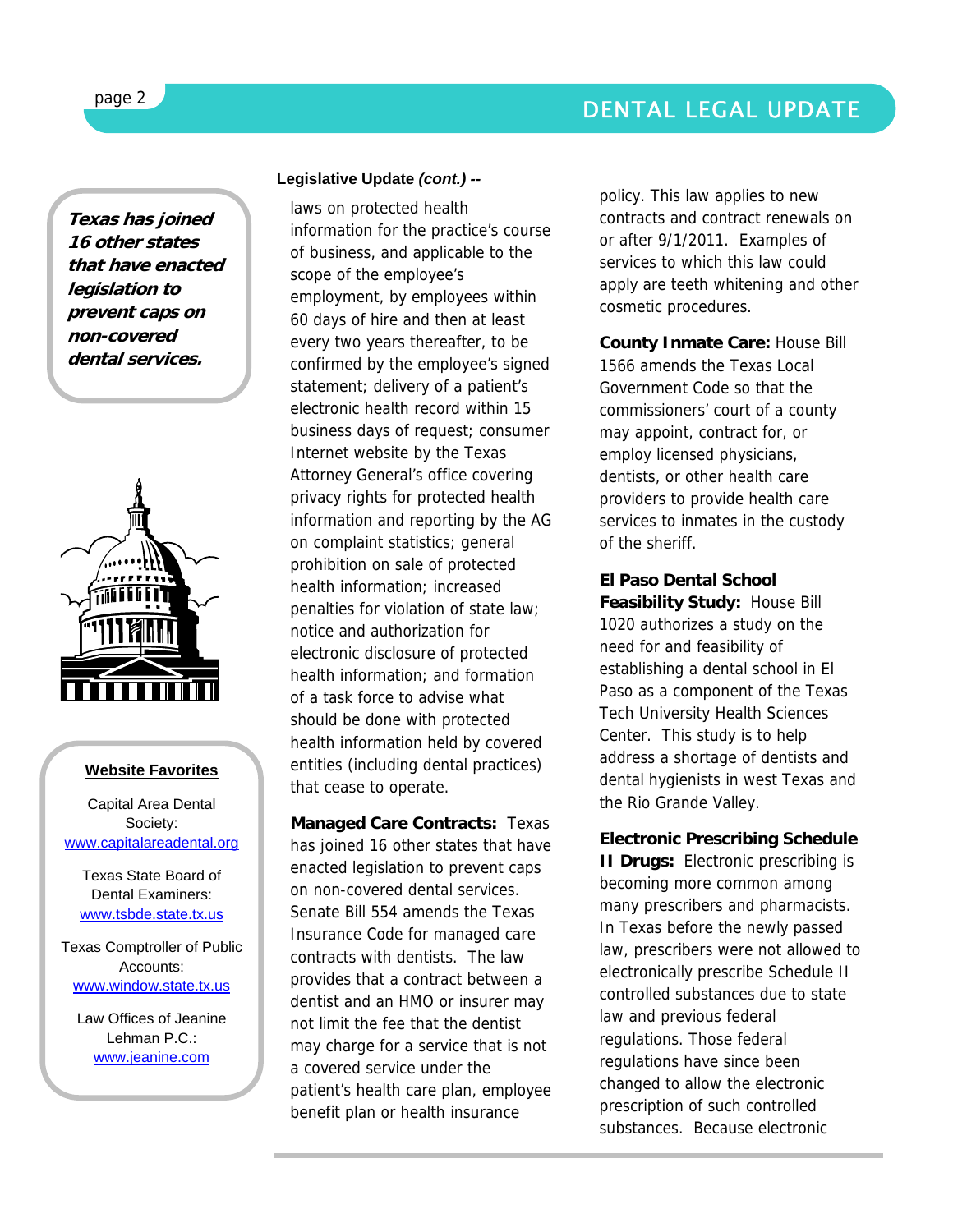**Legislative Update *(cont.)* --**

laws on protected health information for the practice's course of business, and applicable to the scope of the employee's employment, by employees within 60 days of hire and then at least every two years thereafter, to be confirmed by the employee's signed statement; delivery of a patient's electronic health record within 15 business days of request; consumer Internet website by the Texas Attorney General's office covering privacy rights for protected health information and reporting by the AG on complaint statistics; general prohibition on sale of protected health information; increased penalties for violation of state law; notice and authorization for electronic disclosure of protected health information; and formation of a task force to advise what should be done with protected health information held by covered entities (including dental practices) that cease to operate.

**Managed Care Contracts:** Texas has joined 16 other states that have enacted legislation to prevent caps on non-covered dental services. Senate Bill 554 amends the Texas Insurance Code for managed care contracts with dentists. The law provides that a contract between a dentist and an HMO or insurer may not limit the fee that the dentist may charge for a service that is not a covered service under the patient's health care plan, employee benefit plan or health insurance policy. This law applies to new contracts and contract renewals on or after 9/1/2011. Examples of services to which this law could apply are teeth whitening and other cosmetic procedures.

**County Inmate Care:** House Bill 1566 amends the Texas Local Government Code so that the commissioners' court of a county may appoint, contract for, or employ licensed physicians, dentists, or other health care providers to provide health care services to inmates in the custody of the sheriff.

**El Paso Dental School Feasibility Study:** House Bill 1020 authorizes a study on the need for and feasibility of establishing a dental school in El Paso as a component of the Texas Tech University Health Sciences Center. This study is to help address a shortage of dentists and dental hygienists in west Texas and the Rio Grande Valley.

**Electronic Prescribing Schedule II Drugs:** Electronic prescribing is becoming more common among many prescribers and pharmacists. In Texas before the newly passed law, prescribers were not allowed to electronically prescribe Schedule II controlled substances due to state law and previous federal regulations. Those federal regulations have since been changed to allow the electronic prescription of such controlled substances. Because electronic

***Texas has joined 16 other states that have enacted legislation to prevent caps on non-covered dental services.***

**Website Favorites**

Capital Area Dental Society:
www.capitalareadental.org

Texas State Board of Dental Examiners:
www.tsbde.state.tx.us

Texas Comptroller of Public Accounts:
www.window.state.tx.us

Law Offices of Jeanine Lehman P.C.:
www.jeanine.com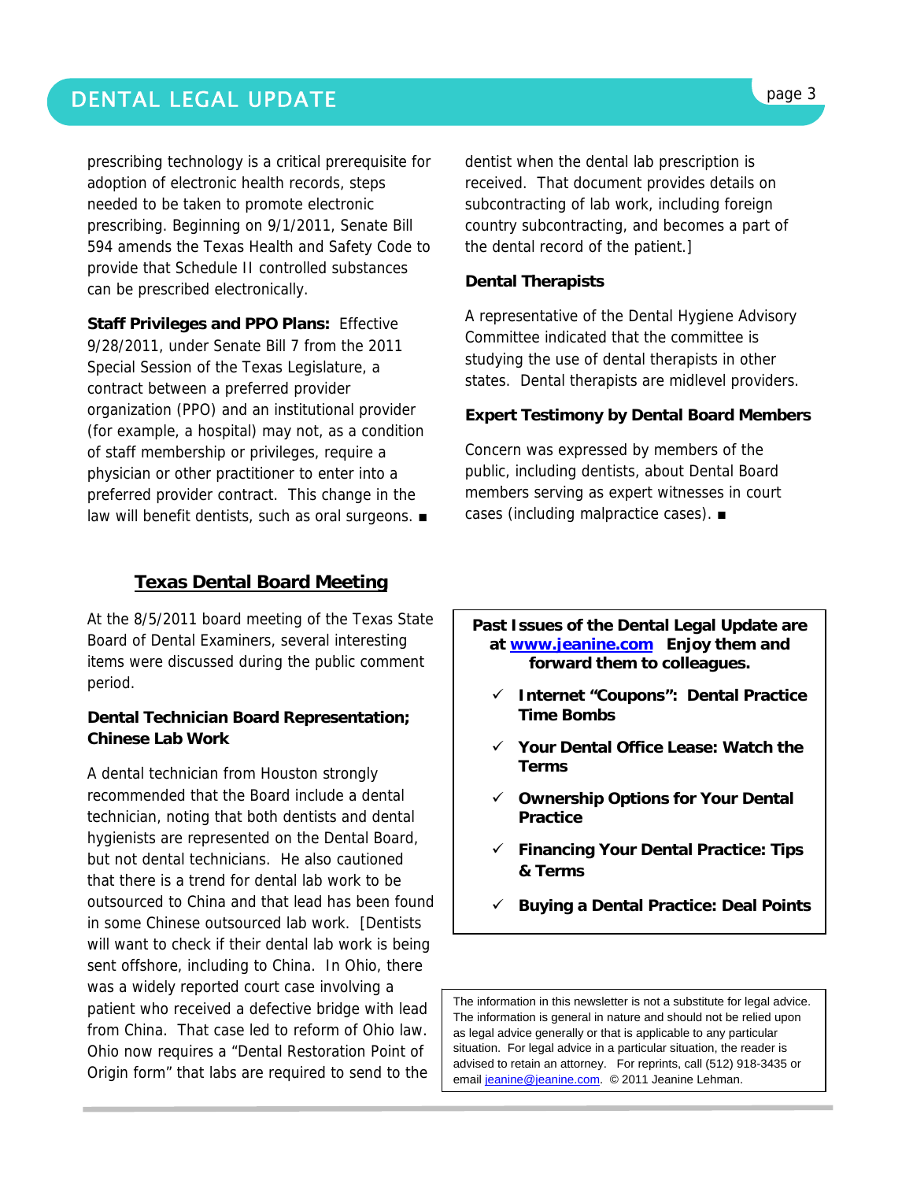prescribing technology is a critical prerequisite for adoption of electronic health records, steps needed to be taken to promote electronic prescribing. Beginning on 9/1/2011, Senate Bill 594 amends the Texas Health and Safety Code to provide that Schedule II controlled substances can be prescribed electronically.

**Staff Privileges and PPO Plans:** Effective 9/28/2011, under Senate Bill 7 from the 2011 Special Session of the Texas Legislature, a contract between a preferred provider organization (PPO) and an institutional provider (for example, a hospital) may not, as a condition of staff membership or privileges, require a physician or other practitioner to enter into a preferred provider contract. This change in the law will benefit dentists, such as oral surgeons. ■

## Texas Dental Board Meeting

At the 8/5/2011 board meeting of the Texas State Board of Dental Examiners, several interesting items were discussed during the public comment period.

### Dental Technician Board Representation; Chinese Lab Work

A dental technician from Houston strongly recommended that the Board include a dental technician, noting that both dentists and dental hygienists are represented on the Dental Board, but not dental technicians. He also cautioned that there is a trend for dental lab work to be outsourced to China and that lead has been found in some Chinese outsourced lab work. [Dentists will want to check if their dental lab work is being sent offshore, including to China. In Ohio, there was a widely reported court case involving a patient who received a defective bridge with lead from China. That case led to reform of Ohio law. Ohio now requires a "Dental Restoration Point of Origin form" that labs are required to send to the dentist when the dental lab prescription is received. That document provides details on subcontracting of lab work, including foreign country subcontracting, and becomes a part of the dental record of the patient.]

### Dental Therapists

A representative of the Dental Hygiene Advisory Committee indicated that the committee is studying the use of dental therapists in other states. Dental therapists are midlevel providers.

### Expert Testimony by Dental Board Members

Concern was expressed by members of the public, including dentists, about Dental Board members serving as expert witnesses in court cases (including malpractice cases). ■

**Past Issues of the Dental Legal Update are at [www.jeanine.com](http://www.jeanine.com) Enjoy them and forward them to colleagues.**

- ✓ **Internet "Coupons": Dental Practice Time Bombs**
- ✓ **Your Dental Office Lease: Watch the Terms**
- ✓ **Ownership Options for Your Dental Practice**
- ✓ **Financing Your Dental Practice: Tips & Terms**
- ✓ **Buying a Dental Practice: Deal Points**

The information in this newsletter is not a substitute for legal advice. The information is general in nature and should not be relied upon as legal advice generally or that is applicable to any particular situation. For legal advice in a particular situation, the reader is advised to retain an attorney. For reprints, call (512) 918-3435 or email [jeanine@jeanine.com](mailto:jeanine@jeanine.com). © 2011 Jeanine Lehman.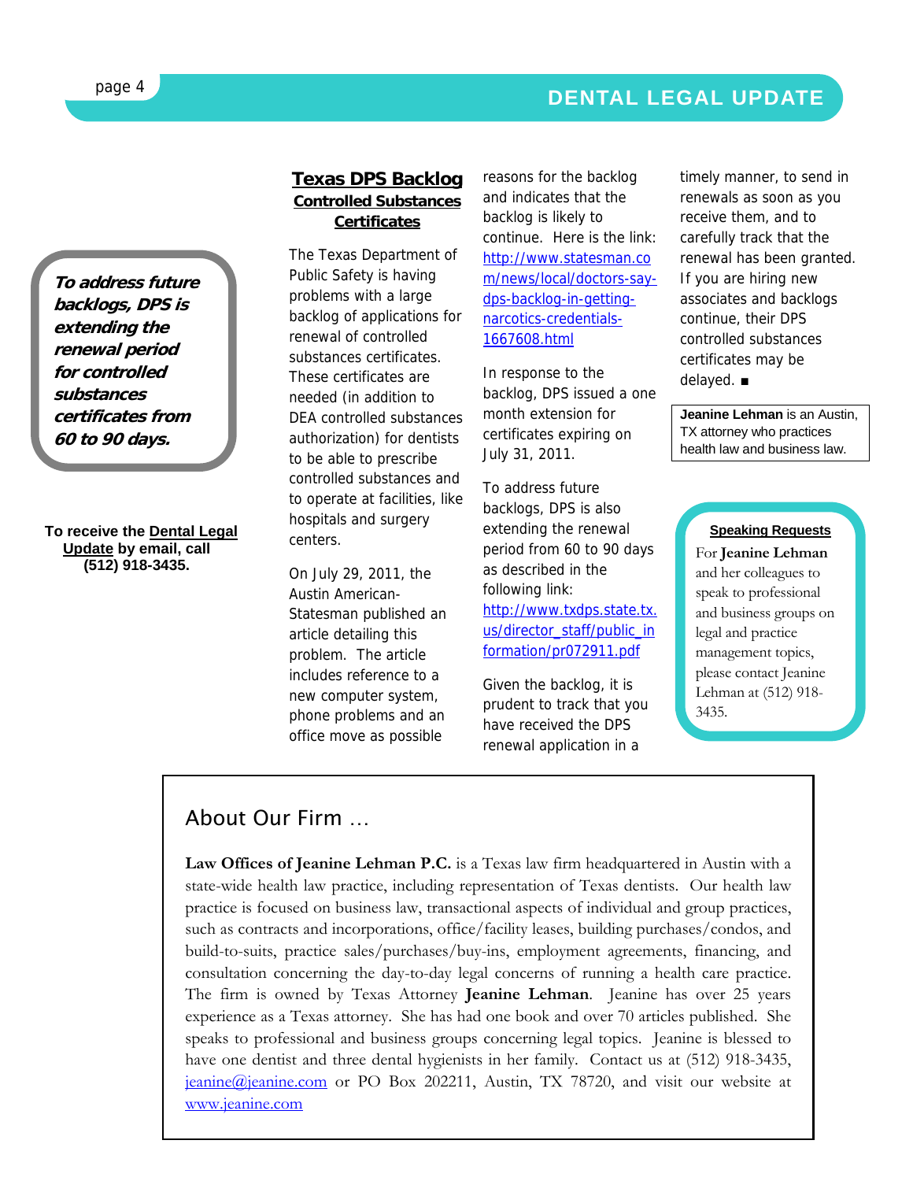***To address future backlogs, DPS is extending the renewal period for controlled substances certificates from 60 to 90 days.***

**To receive the Dental Legal Update by email, call (512) 918-3435.**

## Texas DPS Backlog

### Controlled Substances Certificates

The Texas Department of Public Safety is having problems with a large backlog of applications for renewal of controlled substances certificates. These certificates are needed (in addition to DEA controlled substances authorization) for dentists to be able to prescribe controlled substances and to operate at facilities, like hospitals and surgery centers.

On July 29, 2011, the Austin American-Statesman published an article detailing this problem. The article includes reference to a new computer system, phone problems and an office move as possible reasons for the backlog and indicates that the backlog is likely to continue. Here is the link: http://www.statesman.com/news/local/doctors-say-dps-backlog-in-getting-narcotics-credentials-1667608.html

In response to the backlog, DPS issued a one month extension for certificates expiring on July 31, 2011.

To address future backlogs, DPS is also extending the renewal period from 60 to 90 days as described in the following link: http://www.txdps.state.tx.us/director_staff/public_information/pr072911.pdf

Given the backlog, it is prudent to track that you have received the DPS renewal application in a timely manner, to send in renewals as soon as you receive them, and to carefully track that the renewal has been granted. If you are hiring new associates and backlogs continue, their DPS controlled substances certificates may be delayed. ■

**Jeanine Lehman** is an Austin, TX attorney who practices health law and business law.

**Speaking Requests**

For **Jeanine Lehman** and her colleagues to speak to professional and business groups on legal and practice management topics, please contact Jeanine Lehman at (512) 918-3435.

## About Our Firm …

**Law Offices of Jeanine Lehman P.C.** is a Texas law firm headquartered in Austin with a state-wide health law practice, including representation of Texas dentists. Our health law practice is focused on business law, transactional aspects of individual and group practices, such as contracts and incorporations, office/facility leases, building purchases/condos, and build-to-suits, practice sales/purchases/buy-ins, employment agreements, financing, and consultation concerning the day-to-day legal concerns of running a health care practice. The firm is owned by Texas Attorney **Jeanine Lehman**. Jeanine has over 25 years experience as a Texas attorney. She has had one book and over 70 articles published. She speaks to professional and business groups concerning legal topics. Jeanine is blessed to have one dentist and three dental hygienists in her family. Contact us at (512) 918-3435, jeanine@jeanine.com or PO Box 202211, Austin, TX 78720, and visit our website at www.jeanine.com